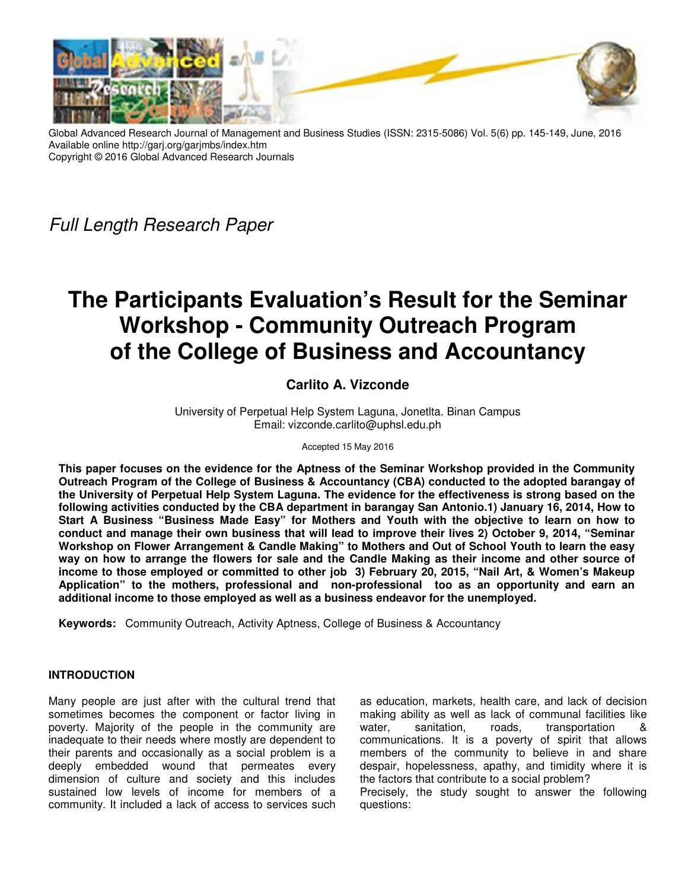Global Advanced Research Journal of Management and Business Studies (ISSN: 2315-5086) Vol. 5(6) pp. 145-149, June, 2016
Available online http://garj.org/garjmbs/index.htm
Copyright © 2016 Global Advanced Research Journals

*Full Length Research Paper*

# The Participants Evaluation's Result for the Seminar Workshop - Community Outreach Program of the College of Business and Accountancy

**Carlito A. Vizconde**

University of Perpetual Help System Laguna, JonetIta. Binan Campus
Email: vizconde.carlito@uphsl.edu.ph

Accepted 15 May 2016

**This paper focuses on the evidence for the Aptness of the Seminar Workshop provided in the Community Outreach Program of the College of Business & Accountancy (CBA) conducted to the adopted barangay of the University of Perpetual Help System Laguna. The evidence for the effectiveness is strong based on the following activities conducted by the CBA department in barangay San Antonio.1) January 16, 2014, How to Start A Business "Business Made Easy" for Mothers and Youth with the objective to learn on how to conduct and manage their own business that will lead to improve their lives 2) October 9, 2014, "Seminar Workshop on Flower Arrangement & Candle Making" to Mothers and Out of School Youth to learn the easy way on how to arrange the flowers for sale and the Candle Making as their income and other source of income to those employed or committed to other job 3) February 20, 2015, "Nail Art, & Women's Makeup Application" to the mothers, professional and non-professional too as an opportunity and earn an additional income to those employed as well as a business endeavor for the unemployed.**

**Keywords:** Community Outreach, Activity Aptness, College of Business & Accountancy

## INTRODUCTION

Many people are just after with the cultural trend that sometimes becomes the component or factor living in poverty. Majority of the people in the community are inadequate to their needs where mostly are dependent to their parents and occasionally as a social problem is a deeply embedded wound that permeates every dimension of culture and society and this includes sustained low levels of income for members of a community. It included a lack of access to services such as education, markets, health care, and lack of decision making ability as well as lack of communal facilities like water, sanitation, roads, transportation & communications. It is a poverty of spirit that allows members of the community to believe in and share despair, hopelessness, apathy, and timidity where it is the factors that contribute to a social problem?

Precisely, the study sought to answer the following questions: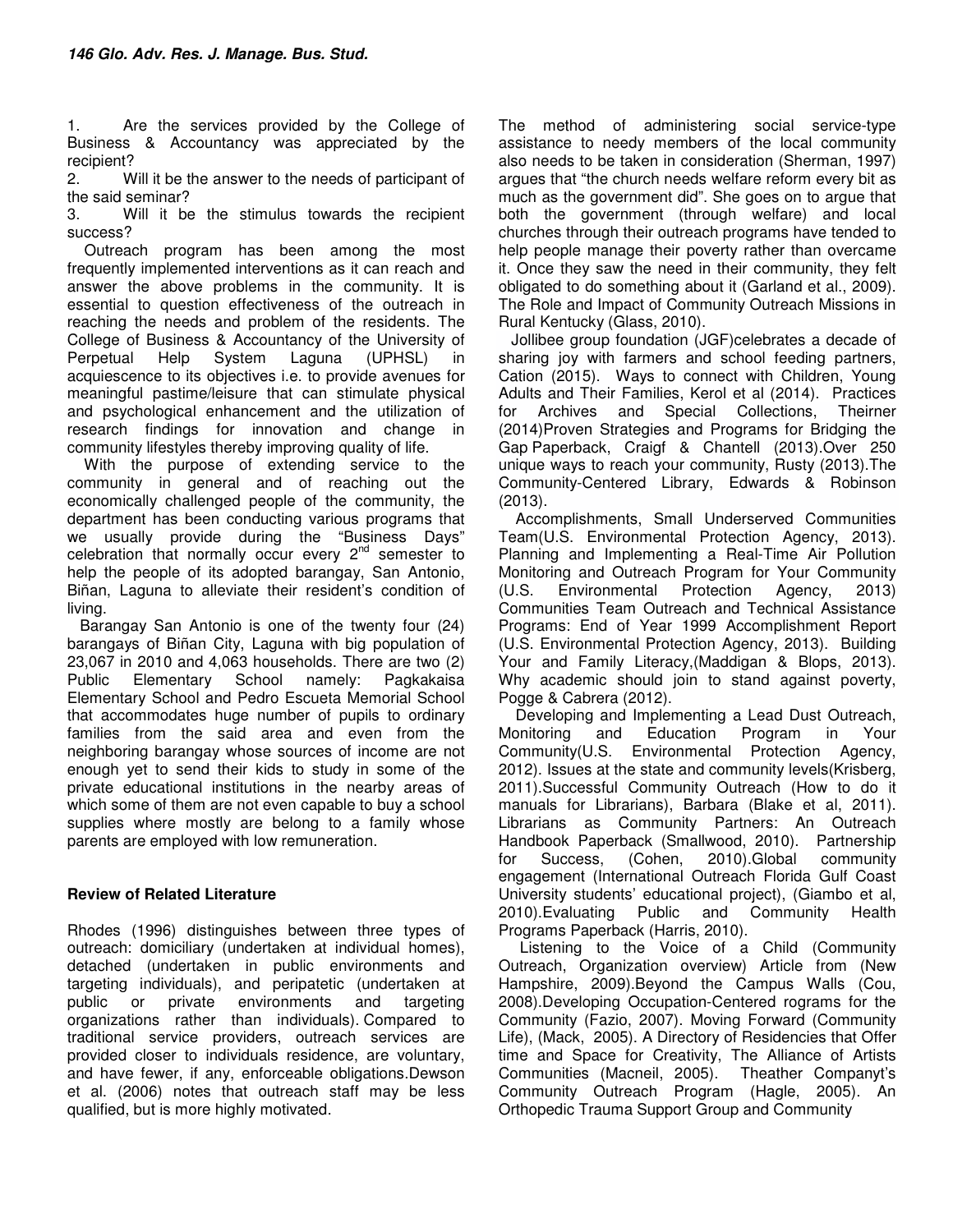1. Are the services provided by the College of Business & Accountancy was appreciated by the recipient?
2. Will it be the answer to the needs of participant of the said seminar?
3. Will it be the stimulus towards the recipient success?

Outreach program has been among the most frequently implemented interventions as it can reach and answer the above problems in the community. It is essential to question effectiveness of the outreach in reaching the needs and problem of the residents. The College of Business & Accountancy of the University of Perpetual Help System Laguna (UPHSL) in acquiescence to its objectives i.e. to provide avenues for meaningful pastime/leisure that can stimulate physical and psychological enhancement and the utilization of research findings for innovation and change in community lifestyles thereby improving quality of life.

With the purpose of extending service to the community in general and of reaching out the economically challenged people of the community, the department has been conducting various programs that we usually provide during the "Business Days" celebration that normally occur every 2nd semester to help the people of its adopted barangay, San Antonio, Biñan, Laguna to alleviate their resident's condition of living.

Barangay San Antonio is one of the twenty four (24) barangays of Biñan City, Laguna with big population of 23,067 in 2010 and 4,063 households. There are two (2) Public Elementary School namely: Pagkakaisa Elementary School and Pedro Escueta Memorial School that accommodates huge number of pupils to ordinary families from the said area and even from the neighboring barangay whose sources of income are not enough yet to send their kids to study in some of the private educational institutions in the nearby areas of which some of them are not even capable to buy a school supplies where mostly are belong to a family whose parents are employed with low remuneration.

## Review of Related Literature

Rhodes (1996) distinguishes between three types of outreach: domiciliary (undertaken at individual homes), detached (undertaken in public environments and targeting individuals), and peripatetic (undertaken at public or private environments and targeting organizations rather than individuals). Compared to traditional service providers, outreach services are provided closer to individuals residence, are voluntary, and have fewer, if any, enforceable obligations.Dewson et al. (2006) notes that outreach staff may be less qualified, but is more highly motivated.

The method of administering social service-type assistance to needy members of the local community also needs to be taken in consideration (Sherman, 1997) argues that "the church needs welfare reform every bit as much as the government did". She goes on to argue that both the government (through welfare) and local churches through their outreach programs have tended to help people manage their poverty rather than overcame it. Once they saw the need in their community, they felt obligated to do something about it (Garland et al., 2009). The Role and Impact of Community Outreach Missions in Rural Kentucky (Glass, 2010).

Jollibee group foundation (JGF)celebrates a decade of sharing joy with farmers and school feeding partners, Cation (2015). Ways to connect with Children, Young Adults and Their Families, Kerol et al (2014). Practices for Archives and Special Collections, Theirner (2014)Proven Strategies and Programs for Bridging the Gap Paperback, Craigf & Chantell (2013).Over 250 unique ways to reach your community, Rusty (2013).The Community-Centered Library, Edwards & Robinson (2013).

Accomplishments, Small Underserved Communities Team(U.S. Environmental Protection Agency, 2013). Planning and Implementing a Real-Time Air Pollution Monitoring and Outreach Program for Your Community (U.S. Environmental Protection Agency, 2013) Communities Team Outreach and Technical Assistance Programs: End of Year 1999 Accomplishment Report (U.S. Environmental Protection Agency, 2013). Building Your and Family Literacy,(Maddigan & Blops, 2013). Why academic should join to stand against poverty, Pogge & Cabrera (2012).

Developing and Implementing a Lead Dust Outreach, Monitoring and Education Program in Your Community(U.S. Environmental Protection Agency, 2012). Issues at the state and community levels(Krisberg, 2011).Successful Community Outreach (How to do it manuals for Librarians), Barbara (Blake et al, 2011). Librarians as Community Partners: An Outreach Handbook Paperback (Smallwood, 2010). Partnership for Success, (Cohen, 2010).Global community engagement (International Outreach Florida Gulf Coast University students' educational project), (Giambo et al, 2010).Evaluating Public and Community Health Programs Paperback (Harris, 2010).

Listening to the Voice of a Child (Community Outreach, Organization overview) Article from (New Hampshire, 2009).Beyond the Campus Walls (Cou, 2008).Developing Occupation-Centered rograms for the Community (Fazio, 2007). Moving Forward (Community Life), (Mack, 2005). A Directory of Residencies that Offer time and Space for Creativity, The Alliance of Artists Communities (Macneil, 2005). Theather Companyt's Community Outreach Program (Hagle, 2005). An Orthopedic Trauma Support Group and Community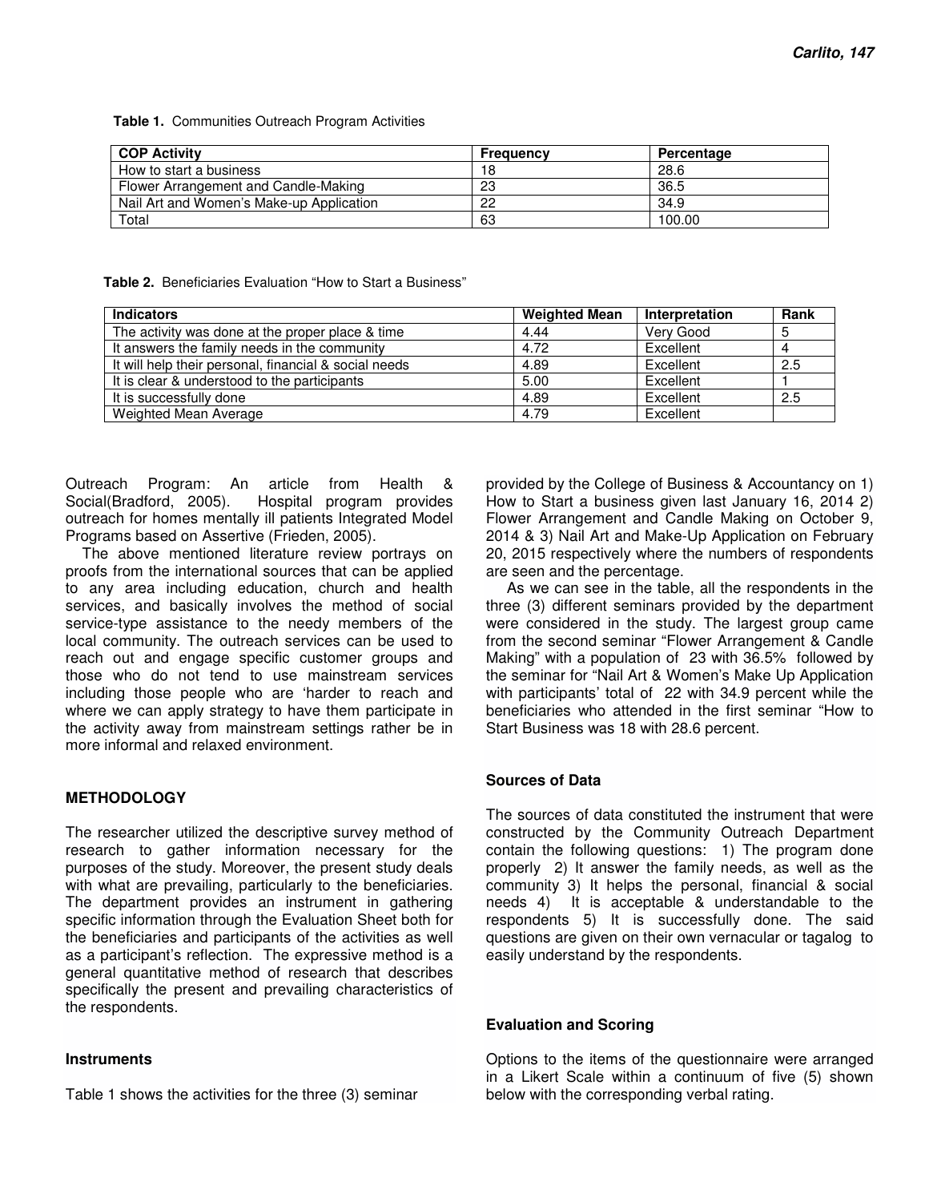**Table 1.** Communities Outreach Program Activities

| COP Activity | Frequency | Percentage |
|---|---|---|
| How to start a business | 18 | 28.6 |
| Flower Arrangement and Candle-Making | 23 | 36.5 |
| Nail Art and Women's Make-up Application | 22 | 34.9 |
| Total | 63 | 100.00 |

**Table 2.** Beneficiaries Evaluation "How to Start a Business"

| Indicators | Weighted Mean | Interpretation | Rank |
|---|---|---|---|
| The activity was done at the proper place & time | 4.44 | Very Good | 5 |
| It answers the family needs in the community | 4.72 | Excellent | 4 |
| It will help their personal, financial & social needs | 4.89 | Excellent | 2.5 |
| It is clear & understood to the participants | 5.00 | Excellent | 1 |
| It is successfully done | 4.89 | Excellent | 2.5 |
| Weighted Mean Average | 4.79 | Excellent | |

Outreach Program: An article from Health & Social(Bradford, 2005). Hospital program provides outreach for homes mentally ill patients Integrated Model Programs based on Assertive (Frieden, 2005).

The above mentioned literature review portrays on proofs from the international sources that can be applied to any area including education, church and health services, and basically involves the method of social service-type assistance to the needy members of the local community. The outreach services can be used to reach out and engage specific customer groups and those who do not tend to use mainstream services including those people who are 'harder to reach and where we can apply strategy to have them participate in the activity away from mainstream settings rather be in more informal and relaxed environment.

## METHODOLOGY

The researcher utilized the descriptive survey method of research to gather information necessary for the purposes of the study. Moreover, the present study deals with what are prevailing, particularly to the beneficiaries. The department provides an instrument in gathering specific information through the Evaluation Sheet both for the beneficiaries and participants of the activities as well as a participant's reflection. The expressive method is a general quantitative method of research that describes specifically the present and prevailing characteristics of the respondents.

### Instruments

Table 1 shows the activities for the three (3) seminar provided by the College of Business & Accountancy on 1) How to Start a business given last January 16, 2014 2) Flower Arrangement and Candle Making on October 9, 2014 & 3) Nail Art and Make-Up Application on February 20, 2015 respectively where the numbers of respondents are seen and the percentage.

As we can see in the table, all the respondents in the three (3) different seminars provided by the department were considered in the study. The largest group came from the second seminar "Flower Arrangement & Candle Making" with a population of 23 with 36.5% followed by the seminar for "Nail Art & Women's Make Up Application with participants' total of 22 with 34.9 percent while the beneficiaries who attended in the first seminar "How to Start Business was 18 with 28.6 percent.

### Sources of Data

The sources of data constituted the instrument that were constructed by the Community Outreach Department contain the following questions: 1) The program done properly 2) It answer the family needs, as well as the community 3) It helps the personal, financial & social needs 4) It is acceptable & understandable to the respondents 5) It is successfully done. The said questions are given on their own vernacular or tagalog to easily understand by the respondents.

### Evaluation and Scoring

Options to the items of the questionnaire were arranged in a Likert Scale within a continuum of five (5) shown below with the corresponding verbal rating.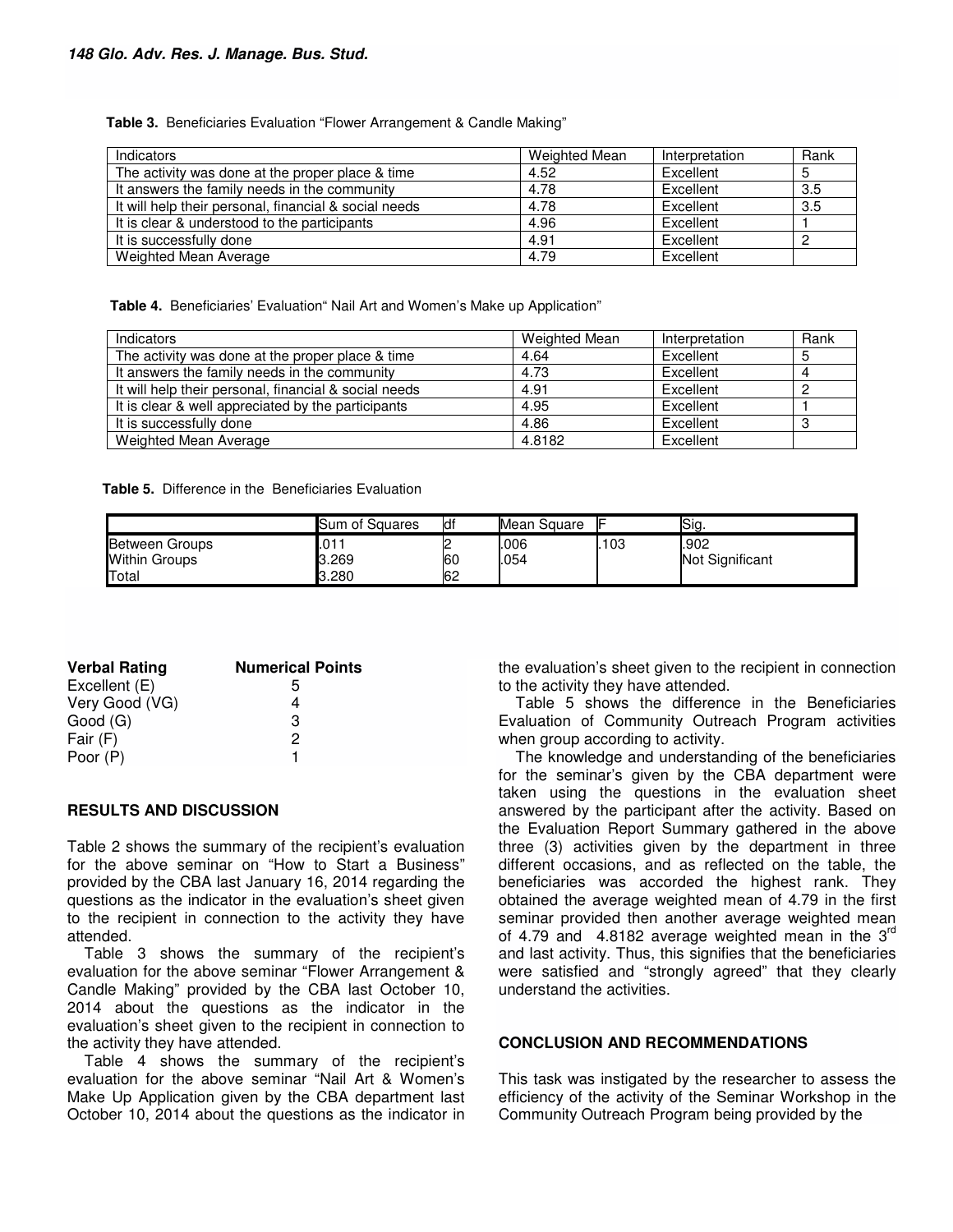**Table 3.** Beneficiaries Evaluation "Flower Arrangement & Candle Making"

| Indicators | Weighted Mean | Interpretation | Rank |
|---|---|---|---|
| The activity was done at the proper place & time | 4.52 | Excellent | 5 |
| It answers the family needs in the community | 4.78 | Excellent | 3.5 |
| It will help their personal, financial & social needs | 4.78 | Excellent | 3.5 |
| It is clear & understood to the participants | 4.96 | Excellent | 1 |
| It is successfully done | 4.91 | Excellent | 2 |
| Weighted Mean Average | 4.79 | Excellent | |

**Table 4.** Beneficiaries' Evaluation" Nail Art and Women's Make up Application"

| Indicators | Weighted Mean | Interpretation | Rank |
|---|---|---|---|
| The activity was done at the proper place & time | 4.64 | Excellent | 5 |
| It answers the family needs in the community | 4.73 | Excellent | 4 |
| It will help their personal, financial & social needs | 4.91 | Excellent | 2 |
| It is clear & well appreciated by the participants | 4.95 | Excellent | 1 |
| It is successfully done | 4.86 | Excellent | 3 |
| Weighted Mean Average | 4.8182 | Excellent | |

**Table 5.** Difference in the Beneficiaries Evaluation

| | Sum of Squares | df | Mean Square | F | Sig. |
|---|---|---|---|---|---|
| Between Groups | .011 | 2 | .006 | .103 | .902 |
| Within Groups | 3.269 | 60 | .054 | | Not Significant |
| Total | 3.280 | 62 | | | |

| Verbal Rating | Numerical Points |
|---|---|
| Excellent (E) | 5 |
| Very Good (VG) | 4 |
| Good (G) | 3 |
| Fair (F) | 2 |
| Poor (P) | 1 |

## RESULTS AND DISCUSSION

Table 2 shows the summary of the recipient's evaluation for the above seminar on "How to Start a Business" provided by the CBA last January 16, 2014 regarding the questions as the indicator in the evaluation's sheet given to the recipient in connection to the activity they have attended.

Table 3 shows the summary of the recipient's evaluation for the above seminar "Flower Arrangement & Candle Making" provided by the CBA last October 10, 2014 about the questions as the indicator in the evaluation's sheet given to the recipient in connection to the activity they have attended.

Table 4 shows the summary of the recipient's evaluation for the above seminar "Nail Art & Women's Make Up Application given by the CBA department last October 10, 2014 about the questions as the indicator in the evaluation's sheet given to the recipient in connection to the activity they have attended.

Table 5 shows the difference in the Beneficiaries Evaluation of Community Outreach Program activities when group according to activity.

The knowledge and understanding of the beneficiaries for the seminar's given by the CBA department were taken using the questions in the evaluation sheet answered by the participant after the activity. Based on the Evaluation Report Summary gathered in the above three (3) activities given by the department in three different occasions, and as reflected on the table, the beneficiaries was accorded the highest rank. They obtained the average weighted mean of 4.79 in the first seminar provided then another average weighted mean of 4.79 and 4.8182 average weighted mean in the 3rd and last activity. Thus, this signifies that the beneficiaries were satisfied and "strongly agreed" that they clearly understand the activities.

## CONCLUSION AND RECOMMENDATIONS

This task was instigated by the researcher to assess the efficiency of the activity of the Seminar Workshop in the Community Outreach Program being provided by the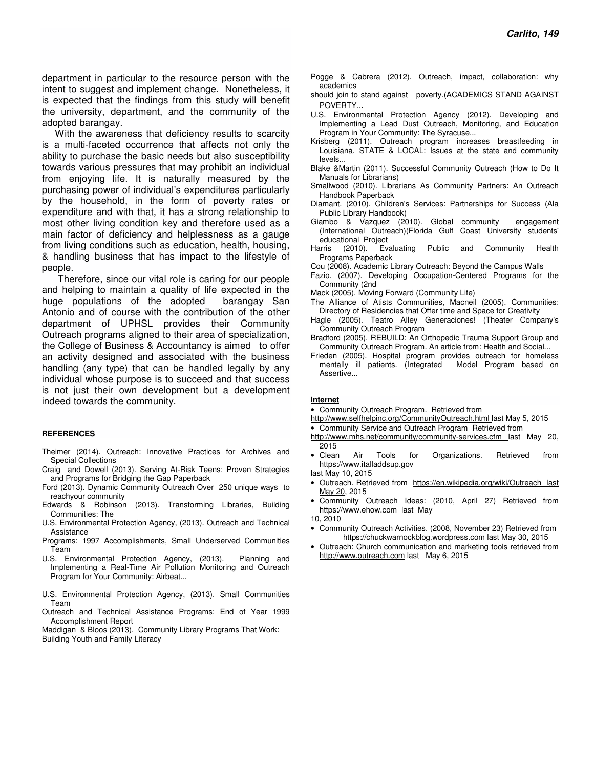department in particular to the resource person with the intent to suggest and implement change. Nonetheless, it is expected that the findings from this study will benefit the university, department, and the community of the adopted barangay.

With the awareness that deficiency results to scarcity is a multi-faceted occurrence that affects not only the ability to purchase the basic needs but also susceptibility towards various pressures that may prohibit an individual from enjoying life. It is naturally measured by the purchasing power of individual's expenditures particularly by the household, in the form of poverty rates or expenditure and with that, it has a strong relationship to most other living condition key and therefore used as a main factor of deficiency and helplessness as a gauge from living conditions such as education, health, housing, & handling business that has impact to the lifestyle of people.

Therefore, since our vital role is caring for our people and helping to maintain a quality of life expected in the huge populations of the adopted barangay San Antonio and of course with the contribution of the other department of UPHSL provides their Community Outreach programs aligned to their area of specialization, the College of Business & Accountancy is aimed to offer an activity designed and associated with the business handling (any type) that can be handled legally by any individual whose purpose is to succeed and that success is not just their own development but a development indeed towards the community.

**REFERENCES**

Theimer (2014). Outreach: Innovative Practices for Archives and Special Collections

Craig and Dowell (2013). Serving At-Risk Teens: Proven Strategies and Programs for Bridging the Gap Paperback

Ford (2013). Dynamic Community Outreach Over 250 unique ways to reachyour community

Edwards & Robinson (2013). Transforming Libraries, Building Communities: The

U.S. Environmental Protection Agency, (2013). Outreach and Technical Assistance

Programs: 1997 Accomplishments, Small Underserved Communities Team

U.S. Environmental Protection Agency, (2013). Planning and Implementing a Real-Time Air Pollution Monitoring and Outreach Program for Your Community: Airbeat...

U.S. Environmental Protection Agency, (2013). Small Communities Team

Outreach and Technical Assistance Programs: End of Year 1999 Accomplishment Report

Maddigan & Bloos (2013). Community Library Programs That Work: Building Youth and Family Literacy

Pogge & Cabrera (2012). Outreach, impact, collaboration: why academics

should join to stand against poverty.(ACADEMICS STAND AGAINST POVERTY...

U.S. Environmental Protection Agency (2012). Developing and Implementing a Lead Dust Outreach, Monitoring, and Education Program in Your Community: The Syracuse...

Krisberg (2011). Outreach program increases breastfeeding in Louisiana. STATE & LOCAL: Issues at the state and community levels...

Blake &Martin (2011). Successful Community Outreach (How to Do It Manuals for Librarians)

Smallwood (2010). Librarians As Community Partners: An Outreach Handbook Paperback

Diamant. (2010). Children's Services: Partnerships for Success (Ala Public Library Handbook)

Giambo & Vazquez (2010). Global community engagement (International Outreach)(Florida Gulf Coast University students' educational Project

Harris (2010). Evaluating Public and Community Health Programs Paperback

Cou (2008). Academic Library Outreach: Beyond the Campus Walls

Fazio. (2007). Developing Occupation-Centered Programs for the Community (2nd

Mack (2005). Moving Forward (Community Life)

The Alliance of Atists Communities, Macneil (2005). Communities: Directory of Residencies that Offer time and Space for Creativity

Hagle (2005). Teatro Alley Generaciones! (Theater Company's Community Outreach Program

Bradford (2005). REBUILD: An Orthopedic Trauma Support Group and Community Outreach Program. An article from: Health and Social...

Frieden (2005). Hospital program provides outreach for homeless mentally ill patients. (Integrated Model Program based on Assertive...

**Internet**

- Community Outreach Program. Retrieved from http://www.selfhelpinc.org/CommunityOutreach.html last May 5, 2015
- Community Service and Outreach Program Retrieved from http://www.mhs.net/community/community-services.cfm last May 20, 2015
- Clean Air Tools for Organizations. Retrieved from https://www.italladdsup.gov last May 10, 2015
- Outreach. Retrieved from https://en.wikipedia.org/wiki/Outreach last May 20, 2015
- Community Outreach Ideas: (2010, April 27) Retrieved from https://www.ehow.com last May 10, 2010
- Community Outreach Activities. (2008, November 23) Retrieved from https://chuckwarnockblog.wordpress.com last May 30, 2015
- Outreach: Church communication and marketing tools retrieved from http://www.outreach.com last May 6, 2015